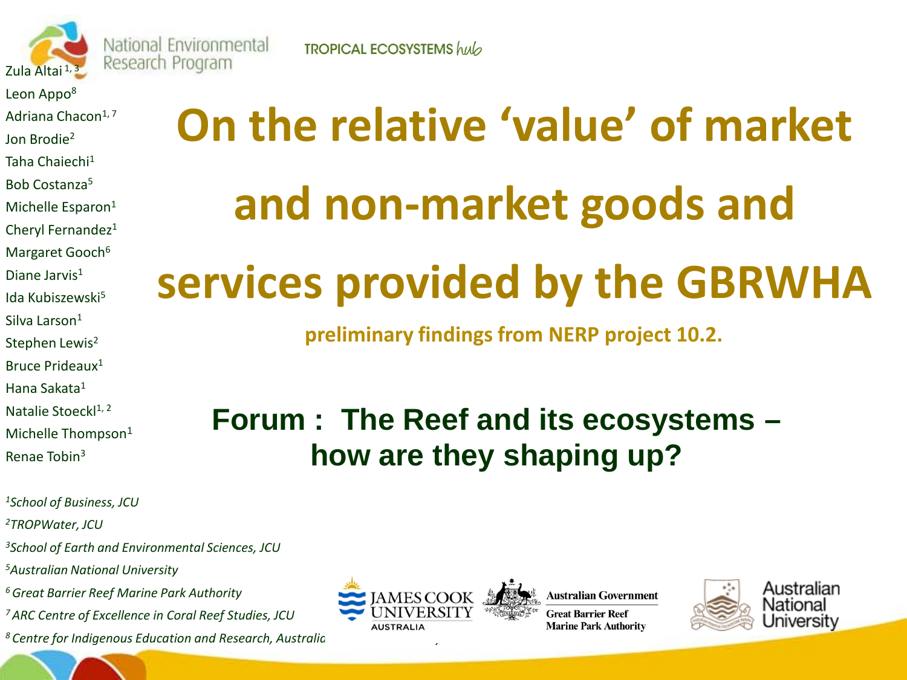National Environmental Research Program

TROPICAL ECOSYSTEMS hub

# On the relative 'value' of market and non-market goods and services provided by the GBRWHA

**preliminary findings from NERP project 10.2.**

## Forum : The Reef and its ecosystems – how are they shaping up?

Zula Altai[1,3]
Leon Appo[8]
Adriana Chacon[1,7]
Jon Brodie[2]
Taha Chaiechi[1]
Bob Costanza[5]
Michelle Esparon[1]
Cheryl Fernandez[1]
Margaret Gooch[6]
Diane Jarvis[1]
Ida Kubiszewski[5]
Silva Larson[1]
Stephen Lewis[2]
Bruce Prideaux[1]
Hana Sakata[1]
Natalie Stoeckl[1,2]
Michelle Thompson[1]
Renae Tobin[3]

*[1]School of Business, JCU*
*[2]TROPWater, JCU*
*[3]School of Earth and Environmental Sciences, JCU*
*[5]Australian National University*
*[6]Great Barrier Reef Marine Park Authority*
*[7]ARC Centre of Excellence in Coral Reef Studies, JCU*
*[8]Centre for Indigenous Education and Research, Australia*

James Cook University Australia | Australian Government Great Barrier Reef Marine Park Authority | Australian National University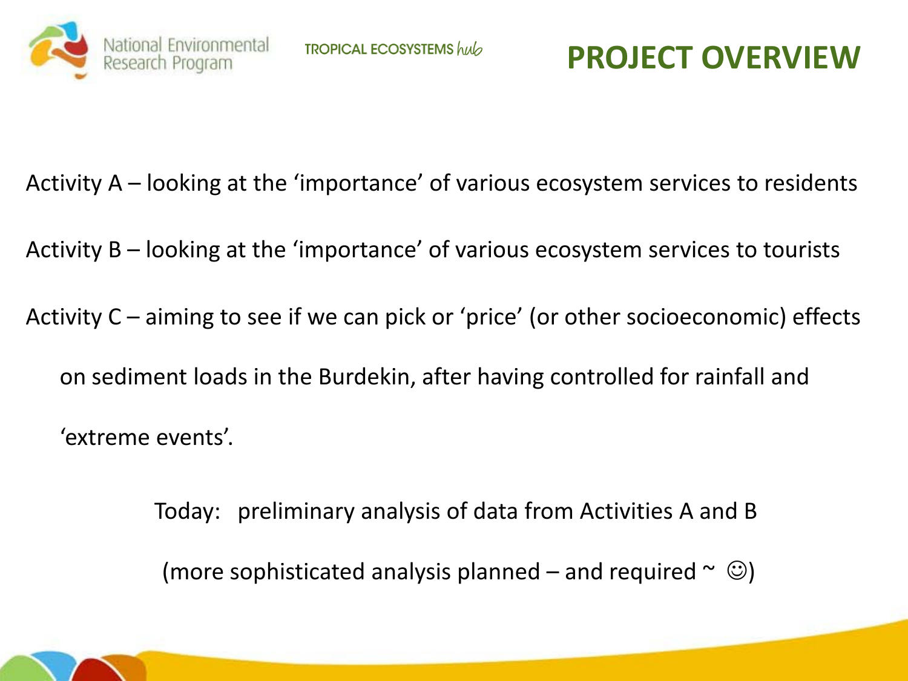# PROJECT OVERVIEW

Activity A – looking at the 'importance' of various ecosystem services to residents

Activity B – looking at the 'importance' of various ecosystem services to tourists

Activity C – aiming to see if we can pick or 'price' (or other socioeconomic) effects on sediment loads in the Burdekin, after having controlled for rainfall and 'extreme events'.

Today: preliminary analysis of data from Activities A and B

(more sophisticated analysis planned – and required ~ ☺)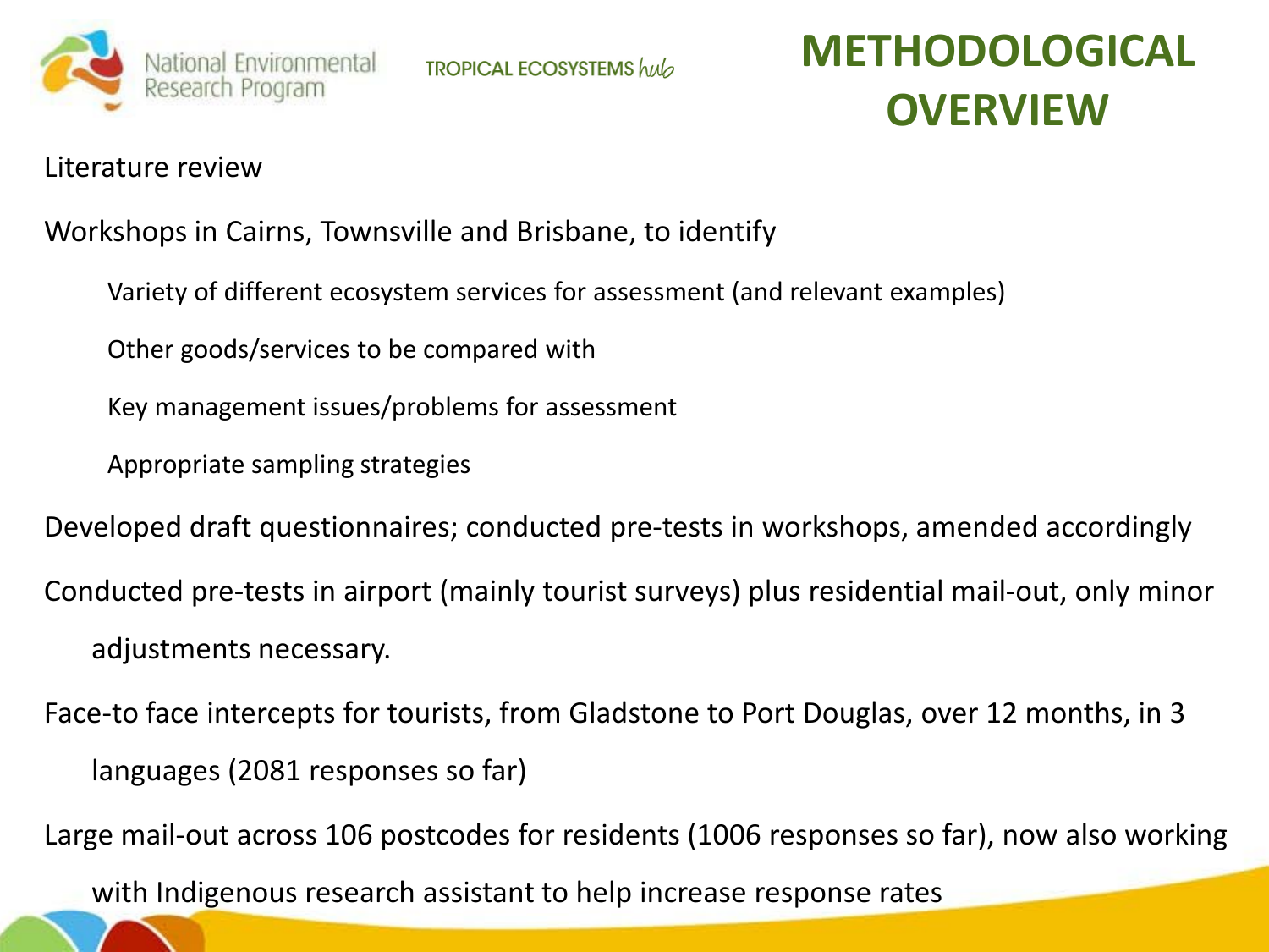# METHODOLOGICAL OVERVIEW

Literature review

Workshops in Cairns, Townsville and Brisbane, to identify

- Variety of different ecosystem services for assessment (and relevant examples)
- Other goods/services to be compared with
- Key management issues/problems for assessment
- Appropriate sampling strategies

Developed draft questionnaires; conducted pre-tests in workshops, amended accordingly

Conducted pre-tests in airport (mainly tourist surveys) plus residential mail-out, only minor adjustments necessary.

Face-to face intercepts for tourists, from Gladstone to Port Douglas, over 12 months, in 3 languages (2081 responses so far)

Large mail-out across 106 postcodes for residents (1006 responses so far), now also working with Indigenous research assistant to help increase response rates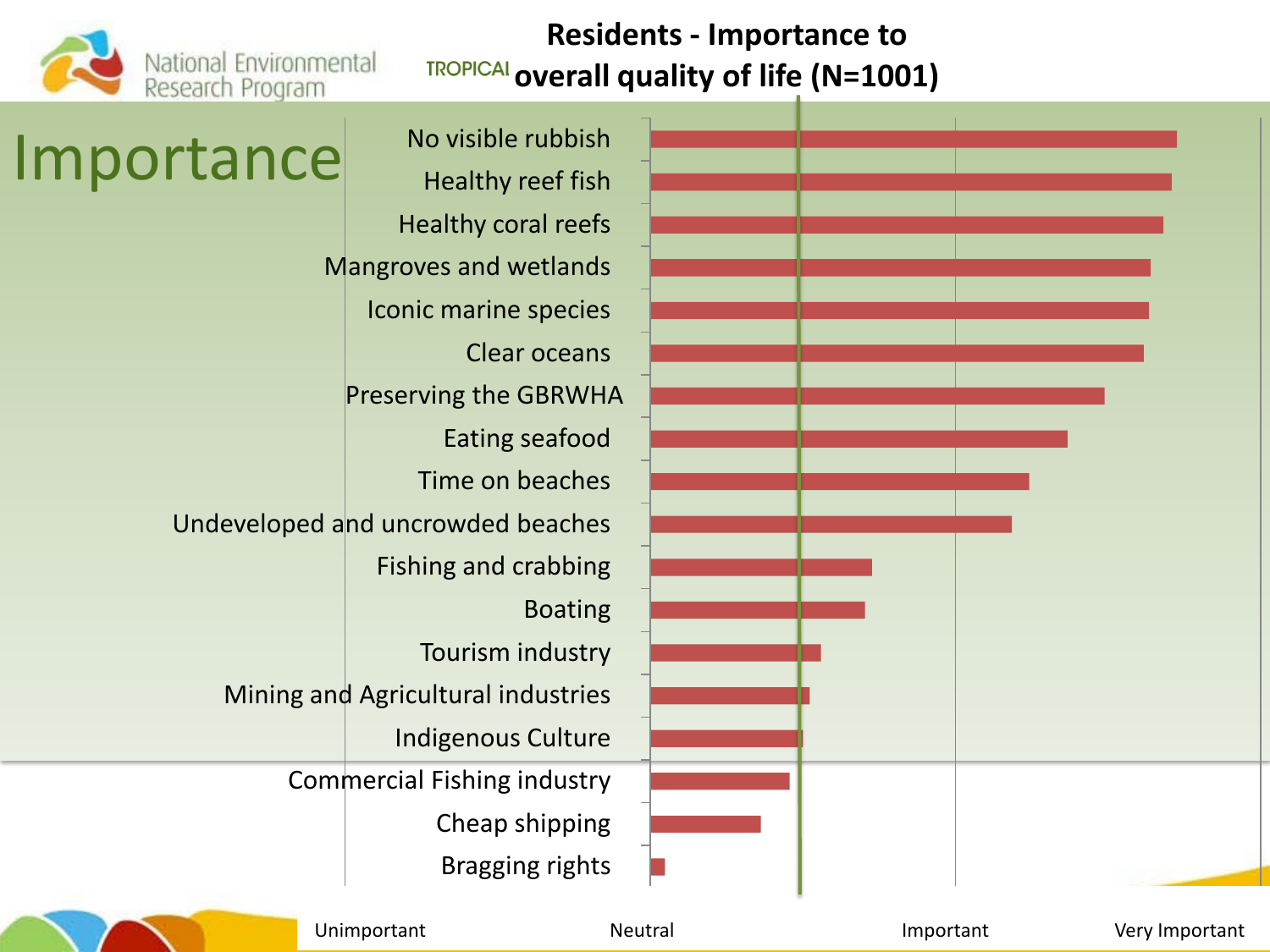# Residents - Importance to overall quality of life (N=1001)

## Importance

- No visible rubbish
- Healthy reef fish
- Healthy coral reefs
- Mangroves and wetlands
- Iconic marine species
- Clear oceans
- Preserving the GBRWHA
- Eating seafood
- Time on beaches
- Undeveloped and uncrowded beaches
- Fishing and crabbing
- Boating
- Tourism industry
- Mining and Agricultural industries
- Indigenous Culture
- Commercial Fishing industry
- Cheap shipping
- Bragging rights

Unimportant | Neutral | Important | Very Important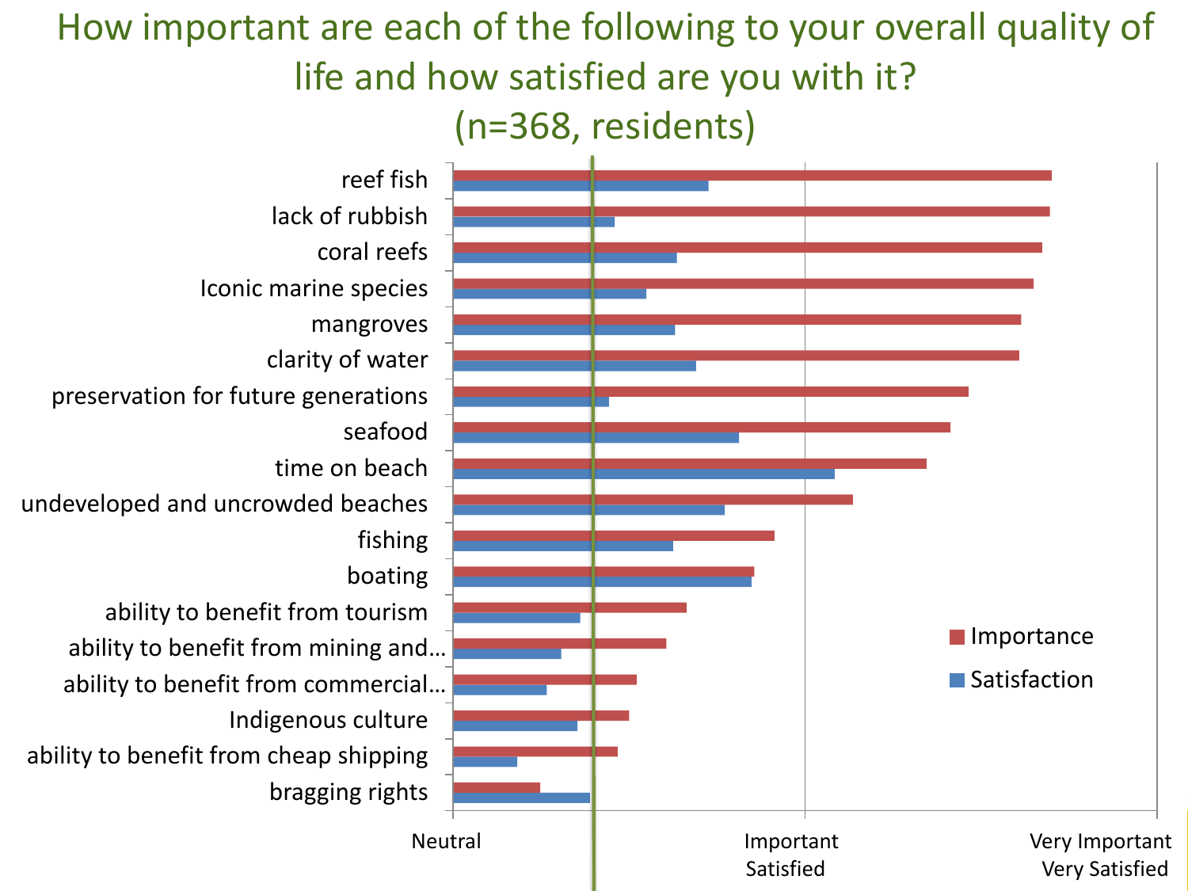# How important are each of the following to your overall quality of life and how satisfied are you with it?

# (n=368, residents)

- reef fish
- lack of rubbish
- coral reefs
- Iconic marine species
- mangroves
- clarity of water
- preservation for future generations
- seafood
- time on beach
- undeveloped and uncrowded beaches
- fishing
- boating
- ability to benefit from tourism
- ability to benefit from mining and…
- ability to benefit from commercial…
- Indigenous culture
- ability to benefit from cheap shipping
- bragging rights

Legend: Importance, Satisfaction

Axis: Neutral — Important / Satisfied — Very Important / Very Satisfied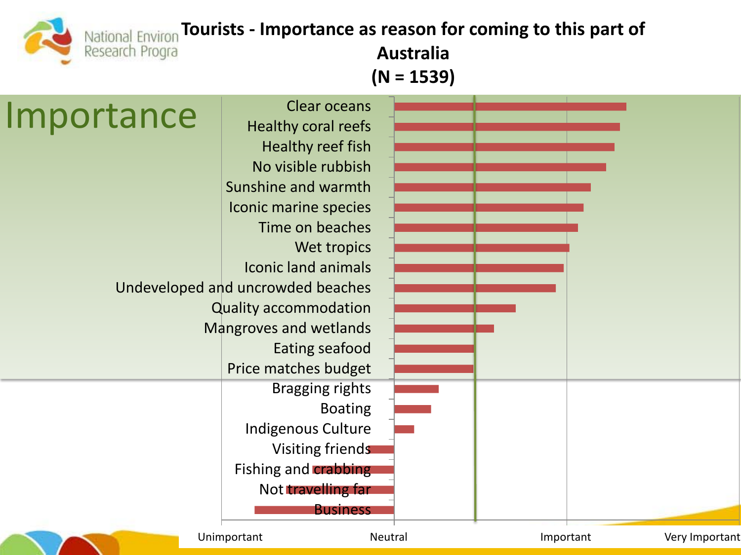# Tourists - Importance as reason for coming to this part of Australia (N = 1539)

## Importance

- Clear oceans
- Healthy coral reefs
- Healthy reef fish
- No visible rubbish
- Sunshine and warmth
- Iconic marine species
- Time on beaches
- Wet tropics
- Iconic land animals
- Undeveloped and uncrowded beaches
- Quality accommodation
- Mangroves and wetlands
- Eating seafood
- Price matches budget
- Bragging rights
- Boating
- Indigenous Culture
- Visiting friends
- Fishing and crabbing
- Not travelling far
- Business

Unimportant | Neutral | Important | Very Important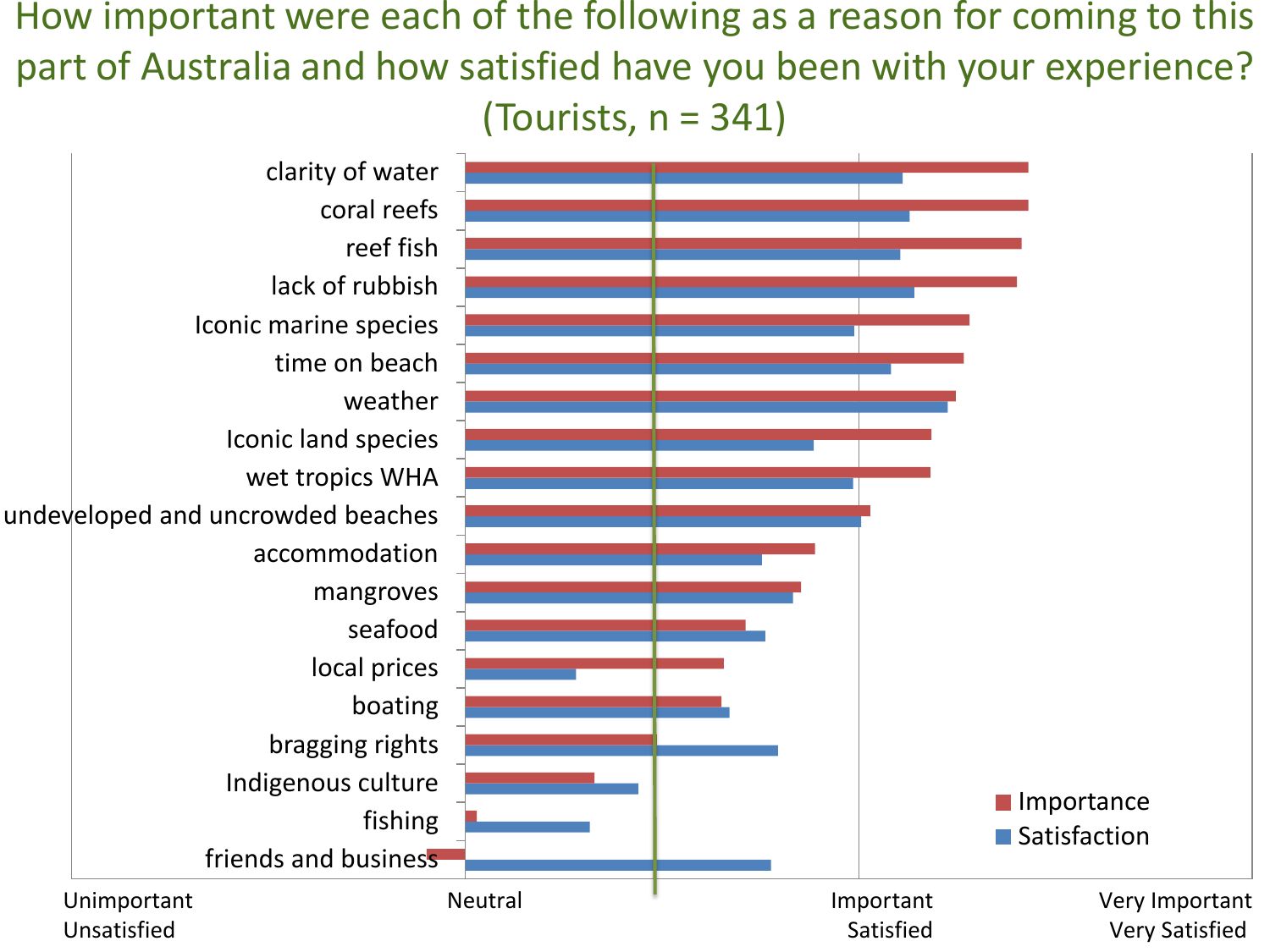# How important were each of the following as a reason for coming to this part of Australia and how satisfied have you been with your experience? (Tourists, n = 341)

- clarity of water
- coral reefs
- reef fish
- lack of rubbish
- Iconic marine species
- time on beach
- weather
- Iconic land species
- wet tropics WHA
- undeveloped and uncrowded beaches
- accommodation
- mangroves
- seafood
- local prices
- boating
- bragging rights
- Indigenous culture
- fishing
- friends and business

Importance

Satisfaction

Unimportant Unsatisfied | Neutral | Important Satisfied | Very Important Very Satisfied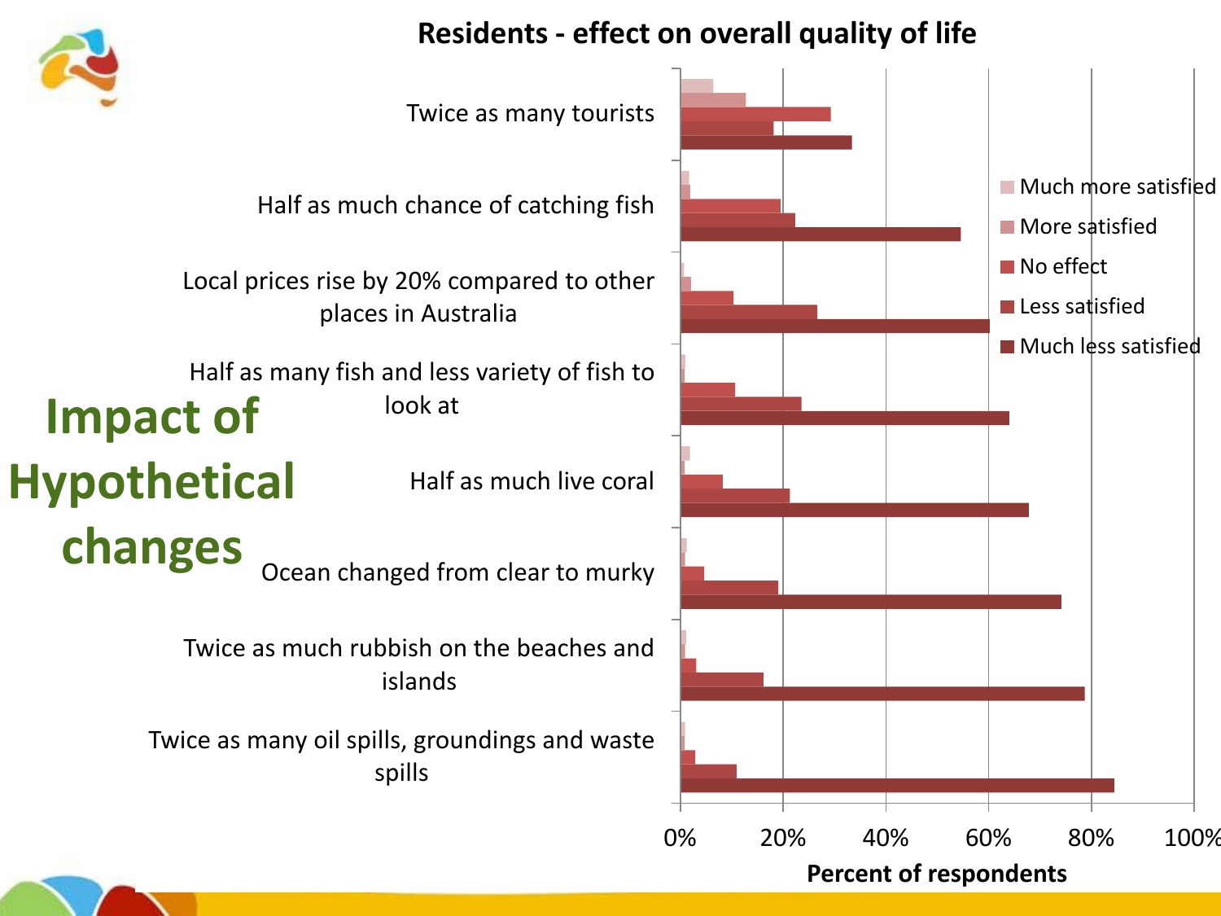# Impact of Hypothetical changes

**Residents - effect on overall quality of life**

| Hypothetical change | Much more satisfied | More satisfied | No effect | Less satisfied | Much less satisfied |
|---|---|---|---|---|---|
| Twice as many tourists | ~6% | ~13% | ~29% | ~18% | ~33% |
| Half as much chance of catching fish | ~2% | ~2% | ~19% | ~22% | ~55% |
| Local prices rise by 20% compared to other places in Australia | ~1% | ~2% | ~10% | ~27% | ~60% |
| Half as many fish and less variety of fish to look at | ~1% | ~1% | ~11% | ~24% | ~64% |
| Half as much live coral | ~2% | ~1% | ~8% | ~21% | ~68% |
| Ocean changed from clear to murky | ~1% | ~1% | ~5% | ~19% | ~74% |
| Twice as much rubbish on the beaches and islands | ~1% | ~1% | ~3% | ~16% | ~79% |
| Twice as many oil spills, groundings and waste spills | ~1% | ~1% | ~3% | ~11% | ~85% |

Percent of respondents (0%–100%)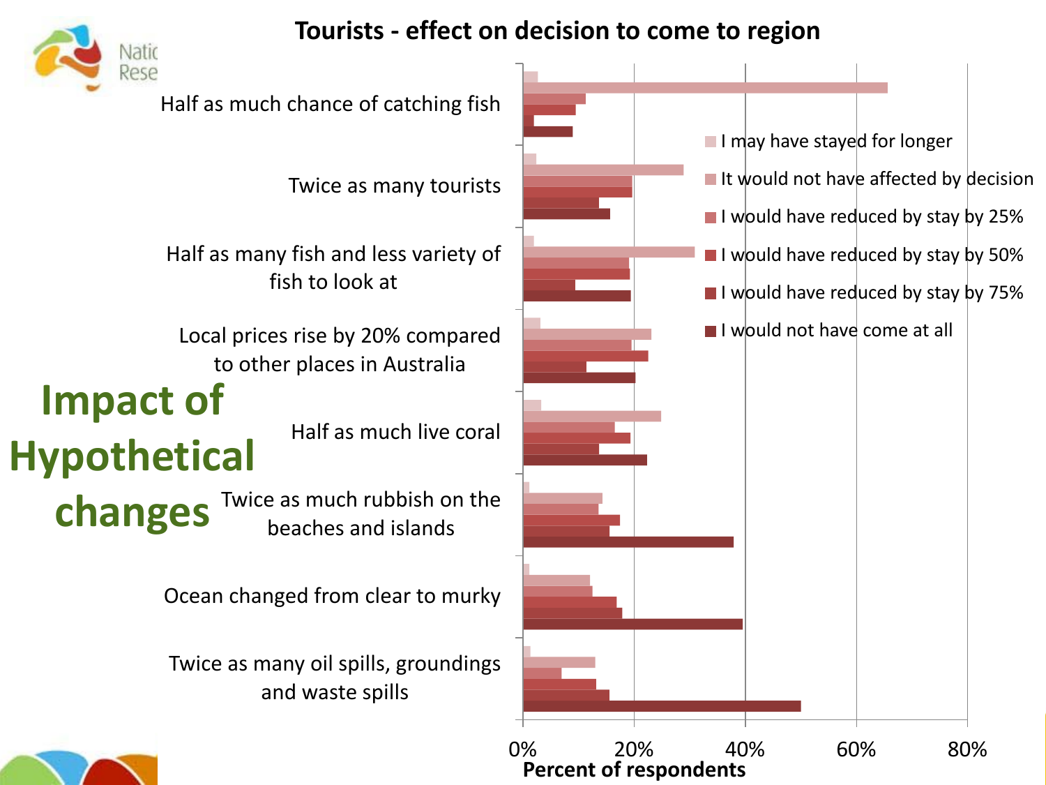# Impact of Hypothetical changes

## Tourists - effect on decision to come to region

Categories:

- Half as much chance of catching fish
- Twice as many tourists
- Half as many fish and less variety of fish to look at
- Local prices rise by 20% compared to other places in Australia
- Half as much live coral
- Twice as much rubbish on the beaches and islands
- Ocean changed from clear to murky
- Twice as many oil spills, groundings and waste spills

Legend:

- I may have stayed for longer
- It would not have affected by decision
- I would have reduced by stay by 25%
- I would have reduced by stay by 50%
- I would have reduced by stay by 75%
- I would not have come at all

X-axis: 0%, 20%, 40%, 60%, 80%

Percent of respondents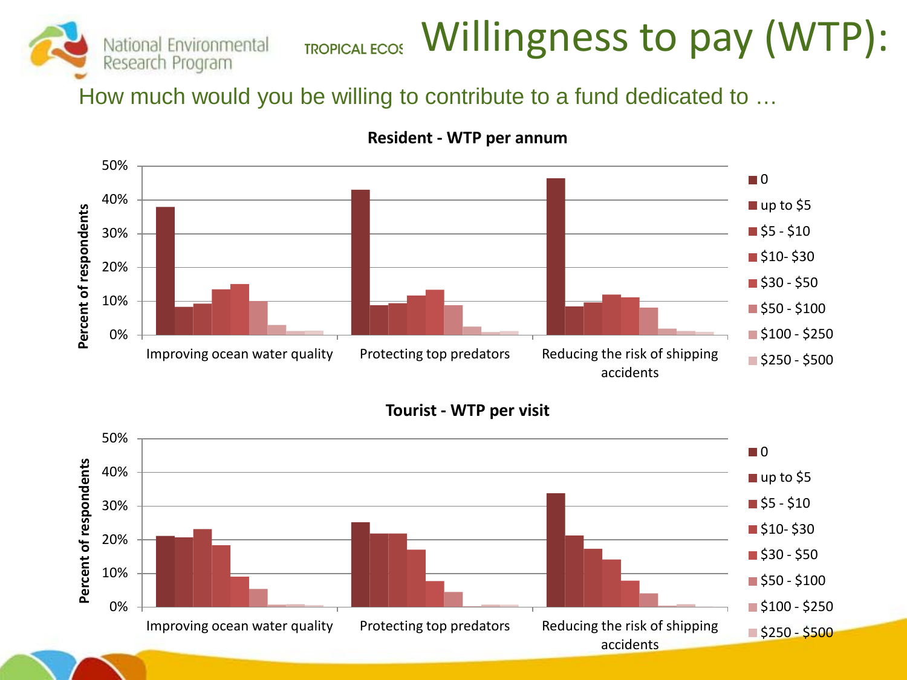# Willingness to pay (WTP):

How much would you be willing to contribute to a fund dedicated to …

**Resident - WTP per annum**

Percent of respondents

50%
40%
30%
20%
10%
0%

Improving ocean water quality | Protecting top predators | Reducing the risk of shipping accidents

- 0
- up to $5
- $5 - $10
- $10- $30
- $30 - $50
- $50 - $100
- $100 - $250
- $250 - $500

**Tourist - WTP per visit**

Percent of respondents

50%
40%
30%
20%
10%
0%

Improving ocean water quality | Protecting top predators | Reducing the risk of shipping accidents

- 0
- up to $5
- $5 - $10
- $10- $30
- $30 - $50
- $50 - $100
- $100 - $250
- $250 - $500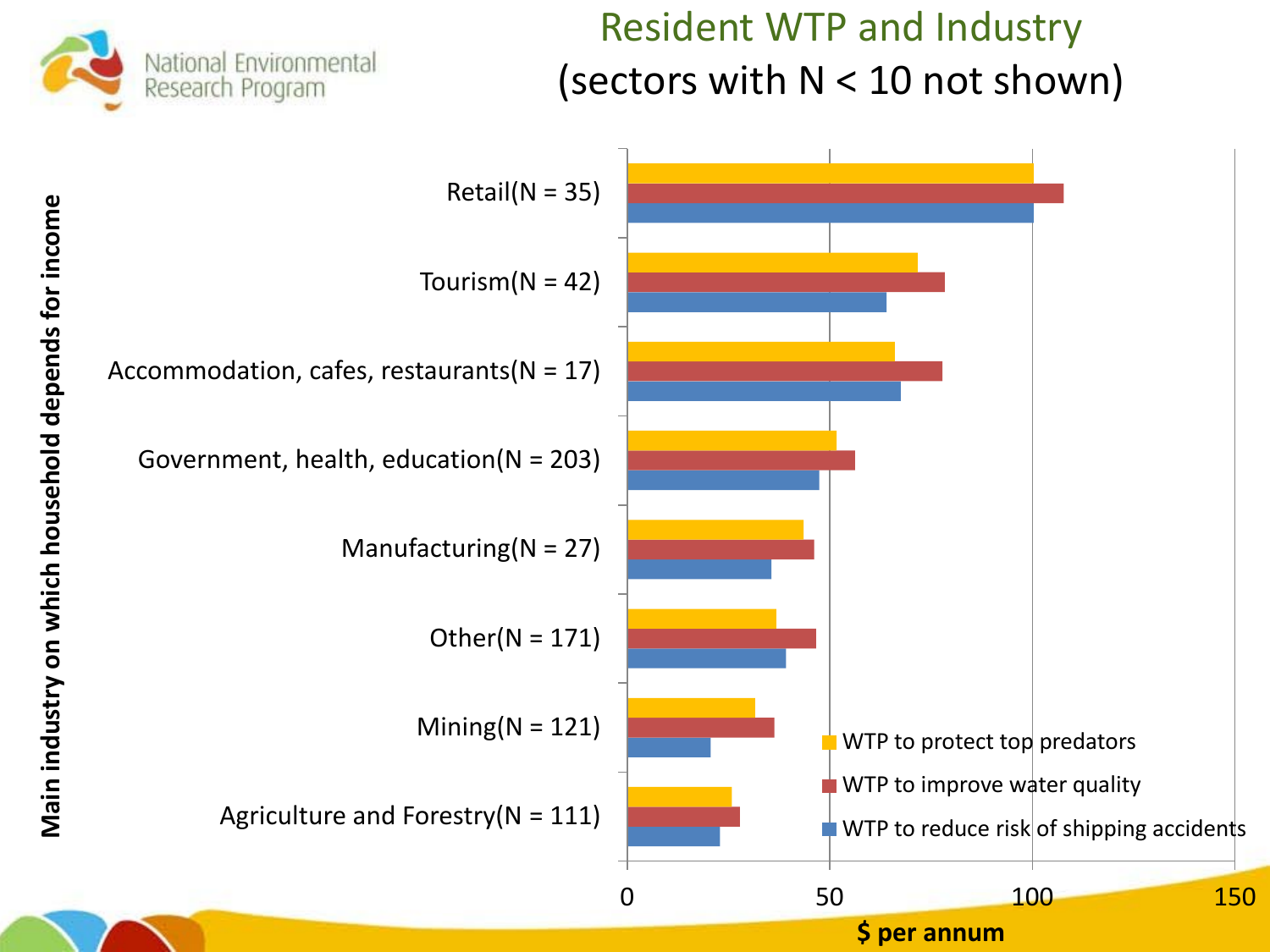# Resident WTP and Industry (sectors with N < 10 not shown)

Main industry on which household depends for income

- Retail(N = 35)
- Tourism(N = 42)
- Accommodation, cafes, restaurants(N = 17)
- Government, health, education(N = 203)
- Manufacturing(N = 27)
- Other(N = 171)
- Mining(N = 121)
- Agriculture and Forestry(N = 111)

Legend:
- WTP to protect top predators
- WTP to improve water quality
- WTP to reduce risk of shipping accidents

0 50 100 150

$ per annum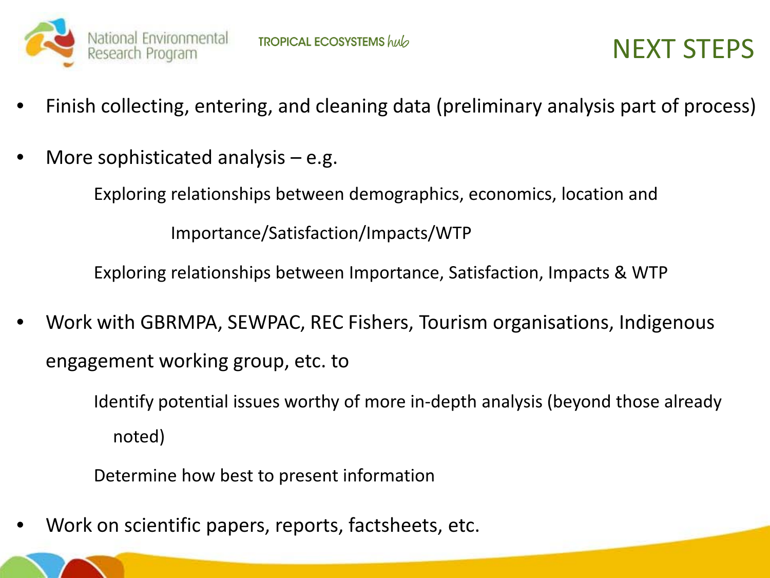# NEXT STEPS

- Finish collecting, entering, and cleaning data (preliminary analysis part of process)
- More sophisticated analysis – e.g.
  - Exploring relationships between demographics, economics, location and Importance/Satisfaction/Impacts/WTP
  - Exploring relationships between Importance, Satisfaction, Impacts & WTP
- Work with GBRMPA, SEWPAC, REC Fishers, Tourism organisations, Indigenous engagement working group, etc. to
  - Identify potential issues worthy of more in-depth analysis (beyond those already noted)
  - Determine how best to present information
- Work on scientific papers, reports, factsheets, etc.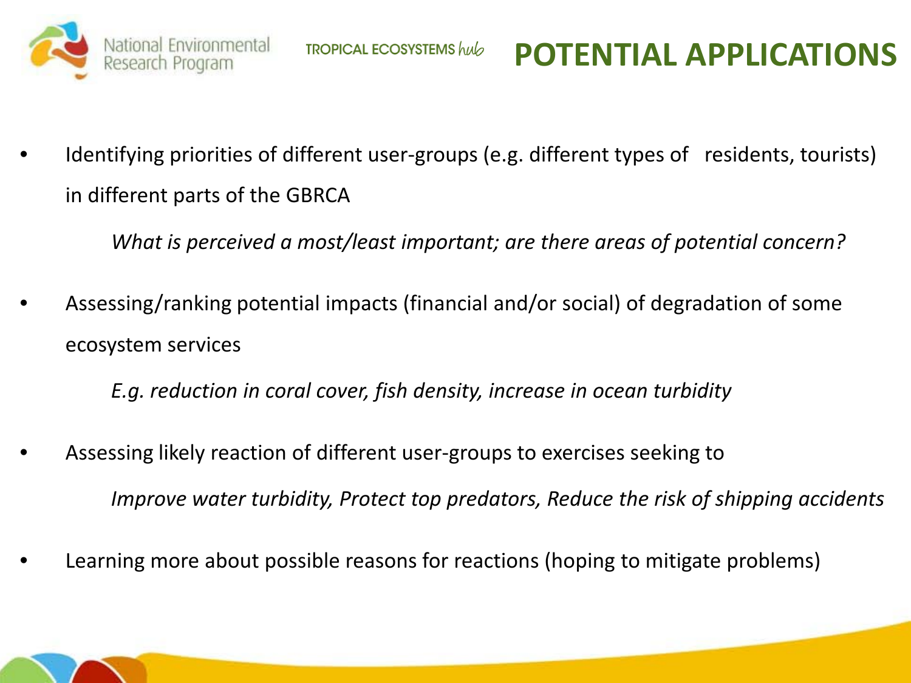# POTENTIAL APPLICATIONS

- Identifying priorities of different user-groups (e.g. different types of residents, tourists) in different parts of the GBRCA

  *What is perceived a most/least important; are there areas of potential concern?*

- Assessing/ranking potential impacts (financial and/or social) of degradation of some ecosystem services

  *E.g. reduction in coral cover, fish density, increase in ocean turbidity*

- Assessing likely reaction of different user-groups to exercises seeking to

  *Improve water turbidity, Protect top predators, Reduce the risk of shipping accidents*

- Learning more about possible reasons for reactions (hoping to mitigate problems)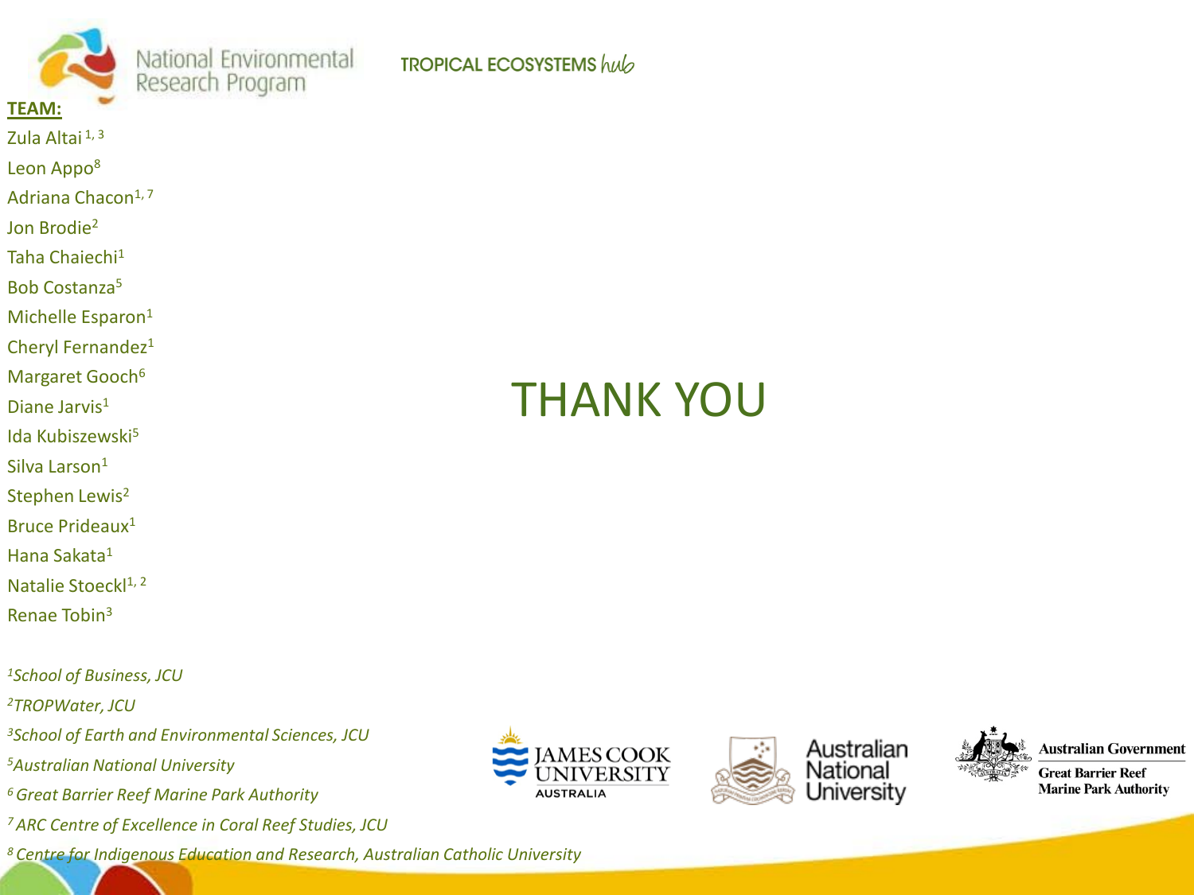National Environmental Research Program

TROPICAL ECOSYSTEMS hub

**TEAM:**

Zula Altai[1, 3]
Leon Appo[8]
Adriana Chacon[1, 7]
Jon Brodie[2]
Taha Chaiechi[1]
Bob Costanza[5]
Michelle Esparon[1]
Cheryl Fernandez[1]
Margaret Gooch[6]
Diane Jarvis[1]
Ida Kubiszewski[5]
Silva Larson[1]
Stephen Lewis[2]
Bruce Prideaux[1]
Hana Sakata[1]
Natalie Stoeckl[1, 2]
Renae Tobin[3]

# THANK YOU

*[1]School of Business, JCU*
*[2]TROPWater, JCU*
*[3]School of Earth and Environmental Sciences, JCU*
*[5]Australian National University*
*[6]Great Barrier Reef Marine Park Authority*
*[7]ARC Centre of Excellence in Coral Reef Studies, JCU*
*[8]Centre for Indigenous Education and Research, Australian Catholic University*

JAMES COOK UNIVERSITY AUSTRALIA

Australian National University

Australian Government
Great Barrier Reef Marine Park Authority